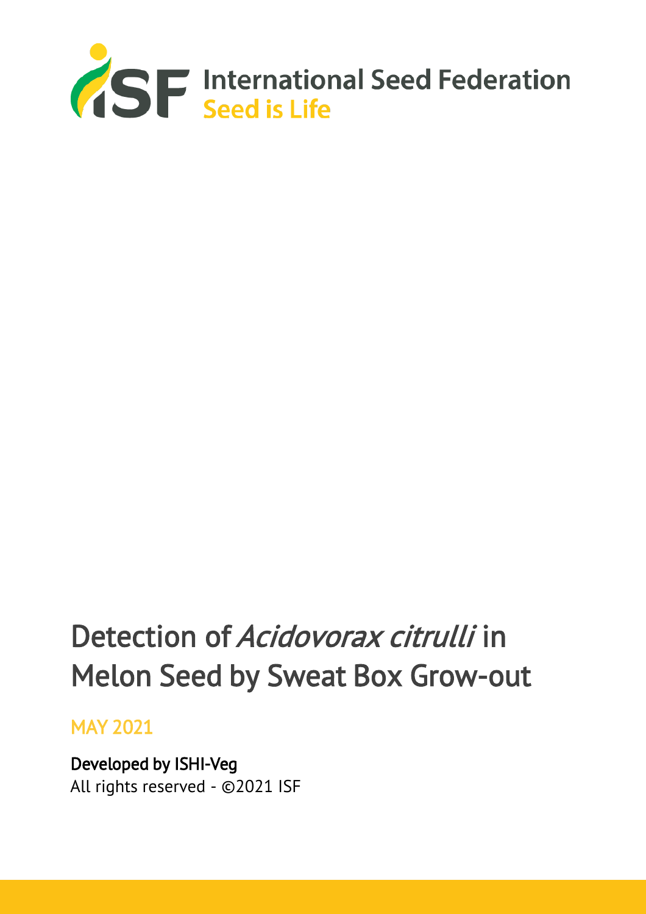International Seed Federation
Seed is Life

# Detection of *Acidovorax citrulli* in Melon Seed by Sweat Box Grow-out

MAY 2021

Developed by ISHI-Veg
All rights reserved - ©2021 ISF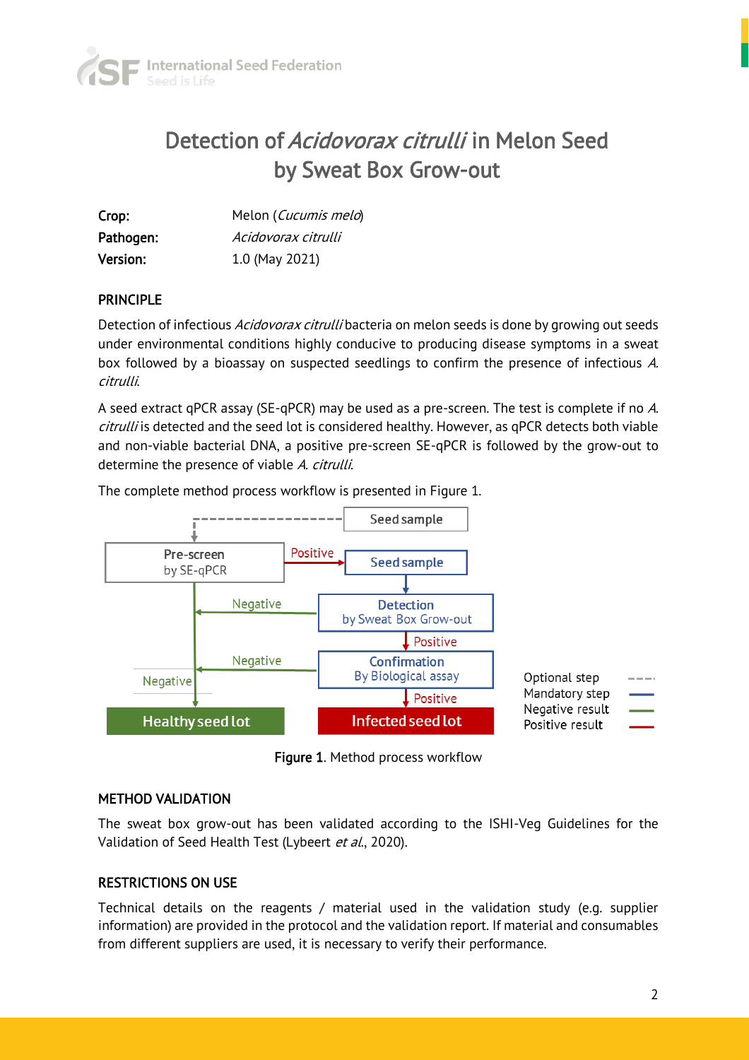# Detection of *Acidovorax citrulli* in Melon Seed by Sweat Box Grow-out

**Crop:** Melon (*Cucumis melo*)

**Pathogen:** *Acidovorax citrulli*

**Version:** 1.0 (May 2021)

## PRINCIPLE

Detection of infectious *Acidovorax citrulli* bacteria on melon seeds is done by growing out seeds under environmental conditions highly conducive to producing disease symptoms in a sweat box followed by a bioassay on suspected seedlings to confirm the presence of infectious *A. citrulli*.

A seed extract qPCR assay (SE-qPCR) may be used as a pre-screen. The test is complete if no *A. citrulli* is detected and the seed lot is considered healthy. However, as qPCR detects both viable and non-viable bacterial DNA, a positive pre-screen SE-qPCR is followed by the grow-out to determine the presence of viable *A. citrulli*.

The complete method process workflow is presented in Figure 1.

Seed sample → Pre-screen by SE-qPCR (optional step)

- Pre-screen by SE-qPCR: Negative → Healthy seed lot; Positive → Seed sample

Seed sample → Detection by Sweat Box Grow-out

- Detection by Sweat Box Grow-out: Negative → Healthy seed lot; Positive → Confirmation By Biological assay
- Confirmation By Biological assay: Negative → Healthy seed lot; Positive → Infected seed lot

Optional step (dashed grey line) · Mandatory step (blue line) · Negative result (green line) · Positive result (red line)

**Figure 1**. Method process workflow

## METHOD VALIDATION

The sweat box grow-out has been validated according to the ISHI-Veg Guidelines for the Validation of Seed Health Test (Lybeert *et al.*, 2020).

## RESTRICTIONS ON USE

Technical details on the reagents / material used in the validation study (e.g. supplier information) are provided in the protocol and the validation report. If material and consumables from different suppliers are used, it is necessary to verify their performance.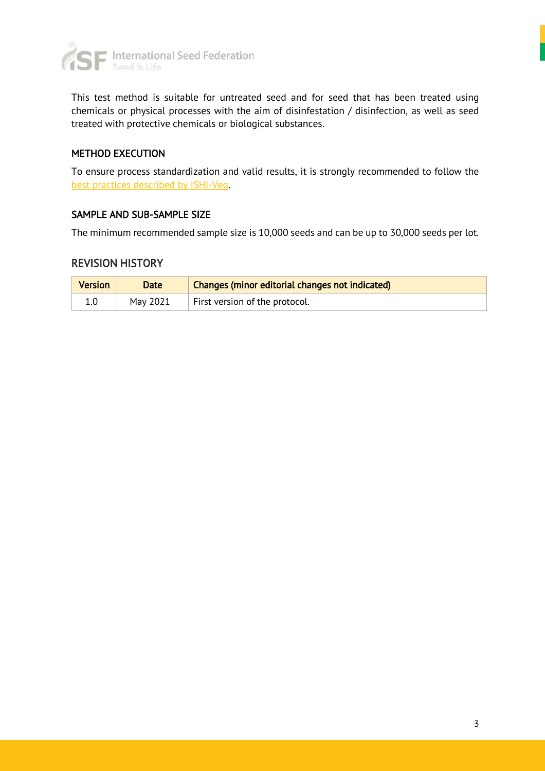This test method is suitable for untreated seed and for seed that has been treated using chemicals or physical processes with the aim of disinfestation / disinfection, as well as seed treated with protective chemicals or biological substances.

## METHOD EXECUTION

To ensure process standardization and valid results, it is strongly recommended to follow the best practices described by ISHI-Veg.

## SAMPLE AND SUB-SAMPLE SIZE

The minimum recommended sample size is 10,000 seeds and can be up to 30,000 seeds per lot.

## REVISION HISTORY

| Version | Date | Changes (minor editorial changes not indicated) |
|---|---|---|
| 1.0 | May 2021 | First version of the protocol. |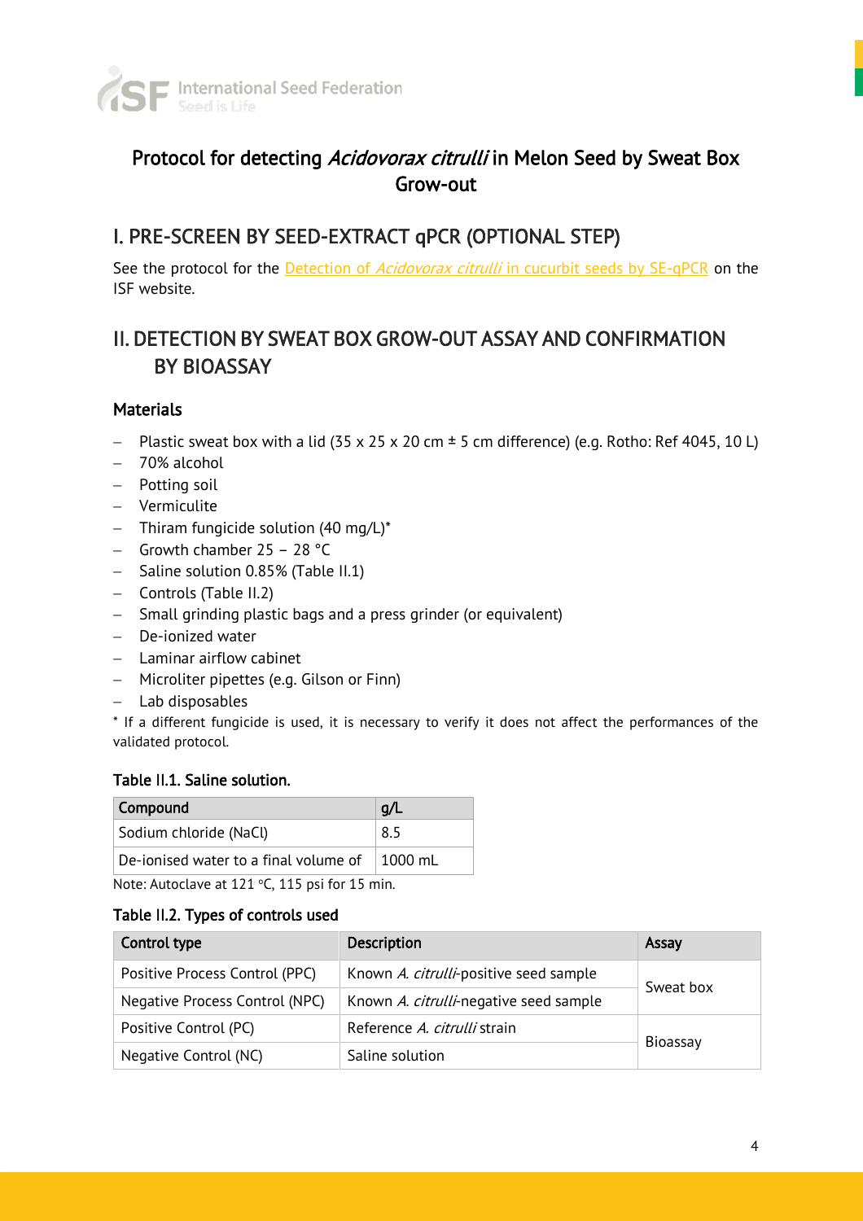# Protocol for detecting *Acidovorax citrulli* in Melon Seed by Sweat Box Grow-out

## I. PRE-SCREEN BY SEED-EXTRACT qPCR (OPTIONAL STEP)

See the protocol for the [Detection of *Acidovorax citrulli* in cucurbit seeds by SE-qPCR] on the ISF website.

## II. DETECTION BY SWEAT BOX GROW-OUT ASSAY AND CONFIRMATION BY BIOASSAY

### Materials

- Plastic sweat box with a lid (35 x 25 x 20 cm ± 5 cm difference) (e.g. Rotho: Ref 4045, 10 L)
- 70% alcohol
- Potting soil
- Vermiculite
- Thiram fungicide solution (40 mg/L)*
- Growth chamber 25 – 28 °C
- Saline solution 0.85% (Table II.1)
- Controls (Table II.2)
- Small grinding plastic bags and a press grinder (or equivalent)
- De-ionized water
- Laminar airflow cabinet
- Microliter pipettes (e.g. Gilson or Finn)
- Lab disposables

\* If a different fungicide is used, it is necessary to verify it does not affect the performances of the validated protocol.

#### Table II.1. Saline solution.

| Compound | g/L |
|---|---|
| Sodium chloride (NaCl) | 8.5 |
| De-ionised water to a final volume of | 1000 mL |

Note: Autoclave at 121 °C, 115 psi for 15 min.

#### Table II.2. Types of controls used

| Control type | Description | Assay |
|---|---|---|
| Positive Process Control (PPC) | Known *A. citrulli*-positive seed sample | Sweat box |
| Negative Process Control (NPC) | Known *A. citrulli*-negative seed sample | |
| Positive Control (PC) | Reference *A. citrulli* strain | Bioassay |
| Negative Control (NC) | Saline solution | |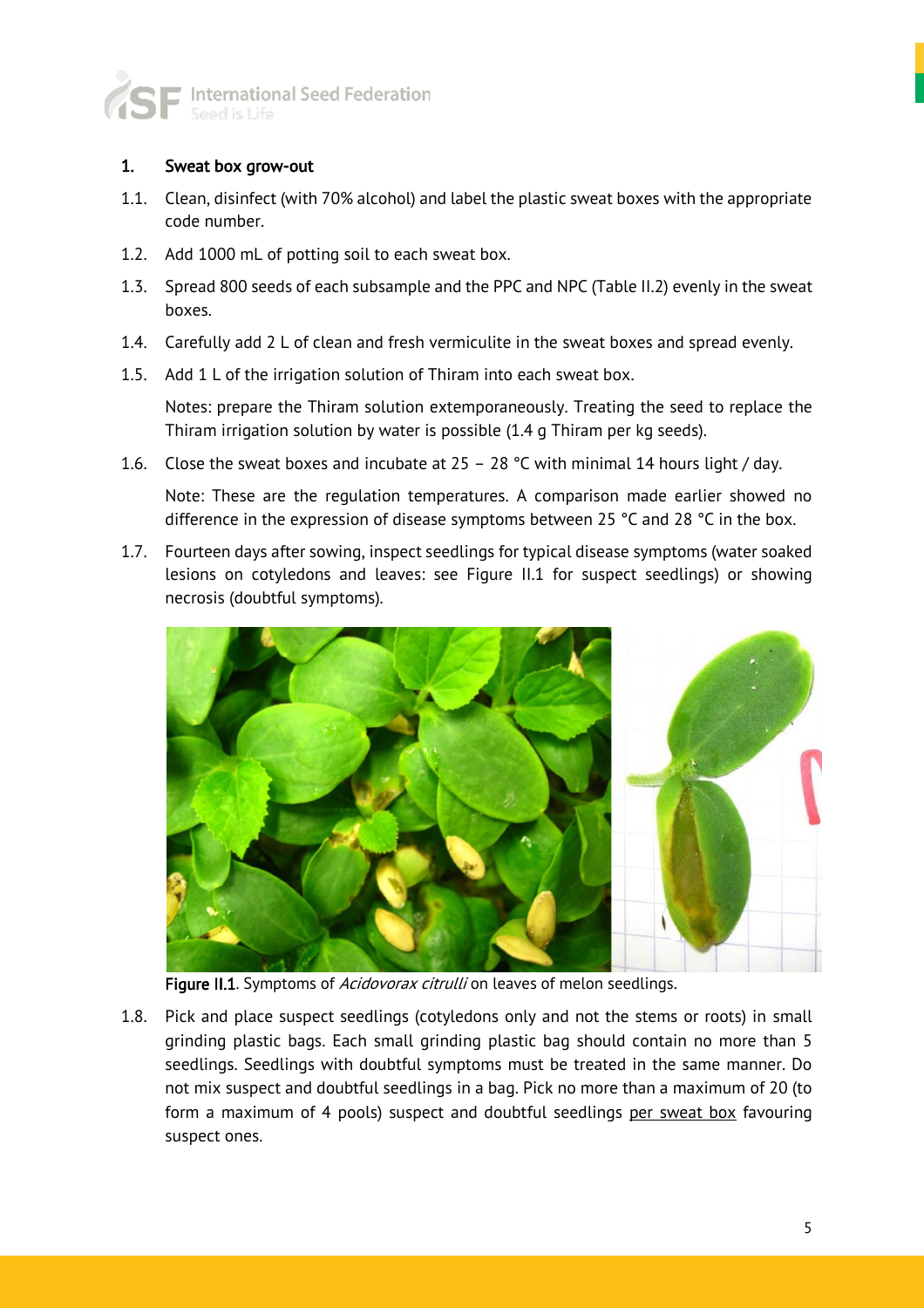## 1. Sweat box grow-out

1.1. Clean, disinfect (with 70% alcohol) and label the plastic sweat boxes with the appropriate code number.

1.2. Add 1000 mL of potting soil to each sweat box.

1.3. Spread 800 seeds of each subsample and the PPC and NPC (Table II.2) evenly in the sweat boxes.

1.4. Carefully add 2 L of clean and fresh vermiculite in the sweat boxes and spread evenly.

1.5. Add 1 L of the irrigation solution of Thiram into each sweat box.

Notes: prepare the Thiram solution extemporaneously. Treating the seed to replace the Thiram irrigation solution by water is possible (1.4 g Thiram per kg seeds).

1.6. Close the sweat boxes and incubate at 25 – 28 °C with minimal 14 hours light / day.

Note: These are the regulation temperatures. A comparison made earlier showed no difference in the expression of disease symptoms between 25 °C and 28 °C in the box.

1.7. Fourteen days after sowing, inspect seedlings for typical disease symptoms (water soaked lesions on cotyledons and leaves: see Figure II.1 for suspect seedlings) or showing necrosis (doubtful symptoms).

**Figure II.1**. Symptoms of *Acidovorax citrulli* on leaves of melon seedlings.

1.8. Pick and place suspect seedlings (cotyledons only and not the stems or roots) in small grinding plastic bags. Each small grinding plastic bag should contain no more than 5 seedlings. Seedlings with doubtful symptoms must be treated in the same manner. Do not mix suspect and doubtful seedlings in a bag. Pick no more than a maximum of 20 (to form a maximum of 4 pools) suspect and doubtful seedlings per sweat box favouring suspect ones.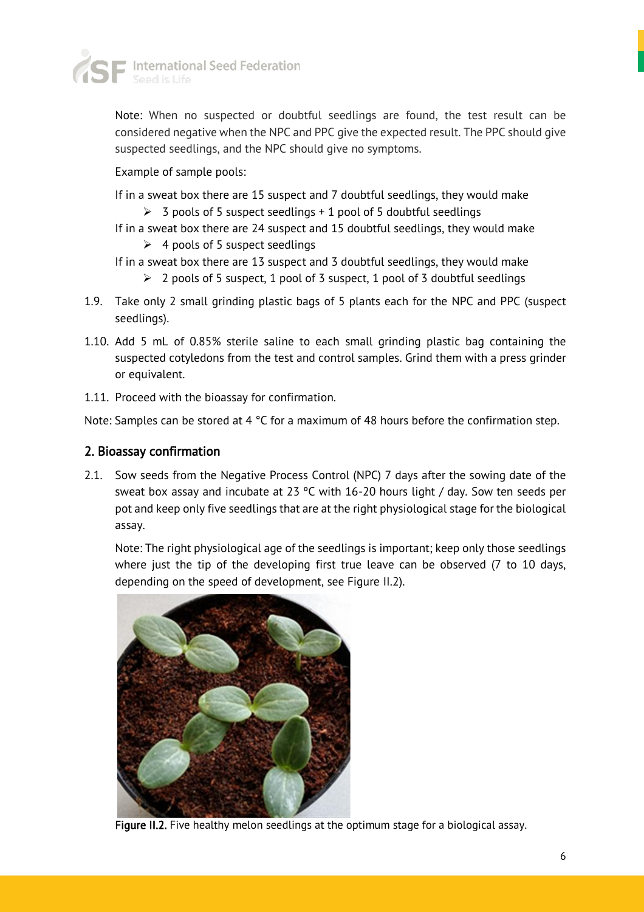Note: When no suspected or doubtful seedlings are found, the test result can be considered negative when the NPC and PPC give the expected result. The PPC should give suspected seedlings, and the NPC should give no symptoms.

Example of sample pools:

If in a sweat box there are 15 suspect and 7 doubtful seedlings, they would make

- 3 pools of 5 suspect seedlings + 1 pool of 5 doubtful seedlings

If in a sweat box there are 24 suspect and 15 doubtful seedlings, they would make

- 4 pools of 5 suspect seedlings

If in a sweat box there are 13 suspect and 3 doubtful seedlings, they would make

- 2 pools of 5 suspect, 1 pool of 3 suspect, 1 pool of 3 doubtful seedlings

1.9. Take only 2 small grinding plastic bags of 5 plants each for the NPC and PPC (suspect seedlings).

1.10. Add 5 mL of 0.85% sterile saline to each small grinding plastic bag containing the suspected cotyledons from the test and control samples. Grind them with a press grinder or equivalent.

1.11. Proceed with the bioassay for confirmation.

Note: Samples can be stored at 4 °C for a maximum of 48 hours before the confirmation step.

## 2. Bioassay confirmation

2.1. Sow seeds from the Negative Process Control (NPC) 7 days after the sowing date of the sweat box assay and incubate at 23 °C with 16-20 hours light / day. Sow ten seeds per pot and keep only five seedlings that are at the right physiological stage for the biological assay.

Note: The right physiological age of the seedlings is important; keep only those seedlings where just the tip of the developing first true leave can be observed (7 to 10 days, depending on the speed of development, see Figure II.2).

**Figure II.2.** Five healthy melon seedlings at the optimum stage for a biological assay.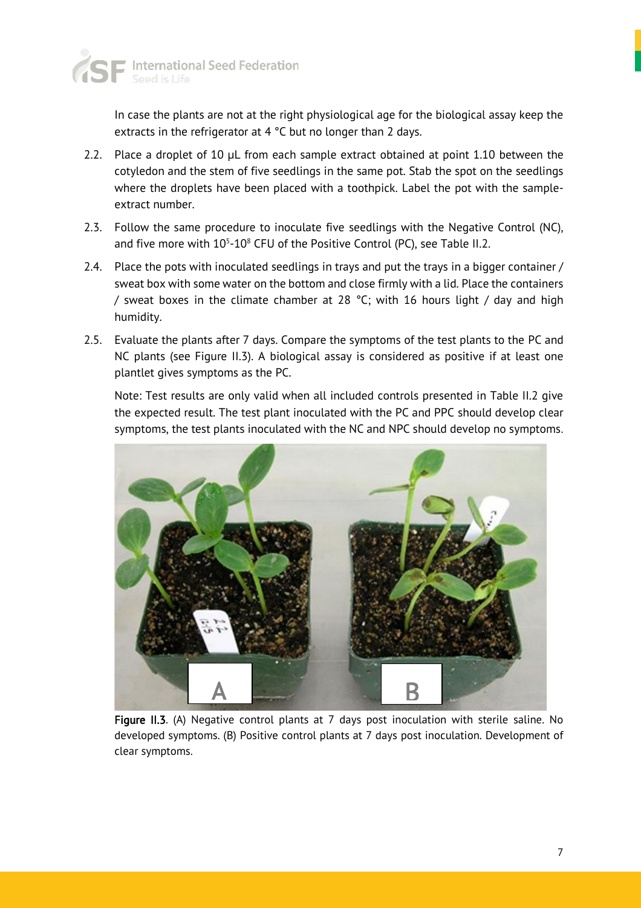In case the plants are not at the right physiological age for the biological assay keep the extracts in the refrigerator at 4 °C but no longer than 2 days.

2.2. Place a droplet of 10 µL from each sample extract obtained at point 1.10 between the cotyledon and the stem of five seedlings in the same pot. Stab the spot on the seedlings where the droplets have been placed with a toothpick. Label the pot with the sample-extract number.

2.3. Follow the same procedure to inoculate five seedlings with the Negative Control (NC), and five more with $10^5$-$10^8$ CFU of the Positive Control (PC), see Table II.2.

2.4. Place the pots with inoculated seedlings in trays and put the trays in a bigger container / sweat box with some water on the bottom and close firmly with a lid. Place the containers / sweat boxes in the climate chamber at 28 °C; with 16 hours light / day and high humidity.

2.5. Evaluate the plants after 7 days. Compare the symptoms of the test plants to the PC and NC plants (see Figure II.3). A biological assay is considered as positive if at least one plantlet gives symptoms as the PC.

Note: Test results are only valid when all included controls presented in Table II.2 give the expected result. The test plant inoculated with the PC and PPC should develop clear symptoms, the test plants inoculated with the NC and NPC should develop no symptoms.

**Figure II.3**. (A) Negative control plants at 7 days post inoculation with sterile saline. No developed symptoms. (B) Positive control plants at 7 days post inoculation. Development of clear symptoms.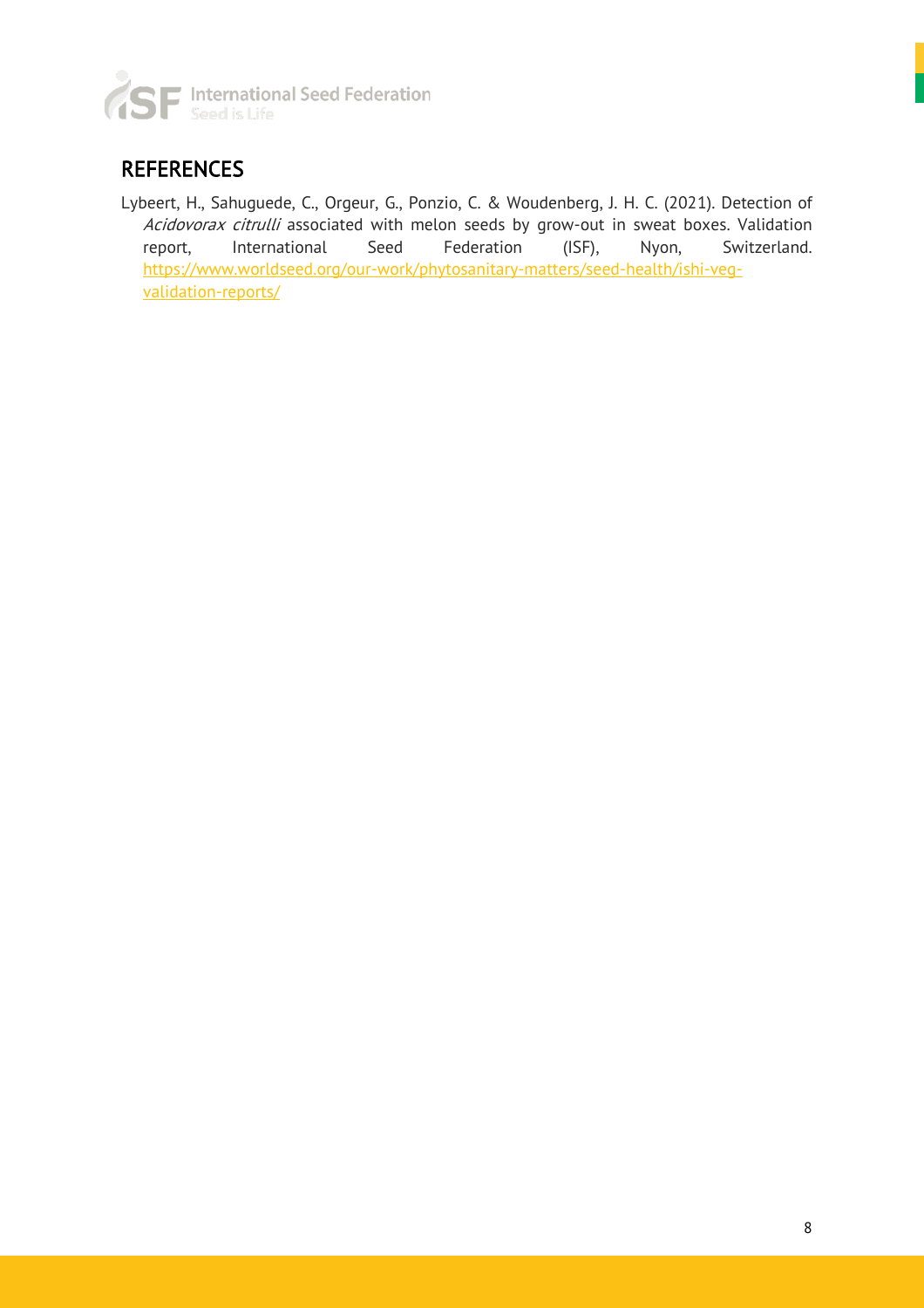## REFERENCES

Lybeert, H., Sahuguede, C., Orgeur, G., Ponzio, C. & Woudenberg, J. H. C. (2021). Detection of *Acidovorax citrulli* associated with melon seeds by grow-out in sweat boxes. Validation report, International Seed Federation (ISF), Nyon, Switzerland. https://www.worldseed.org/our-work/phytosanitary-matters/seed-health/ishi-veg-validation-reports/